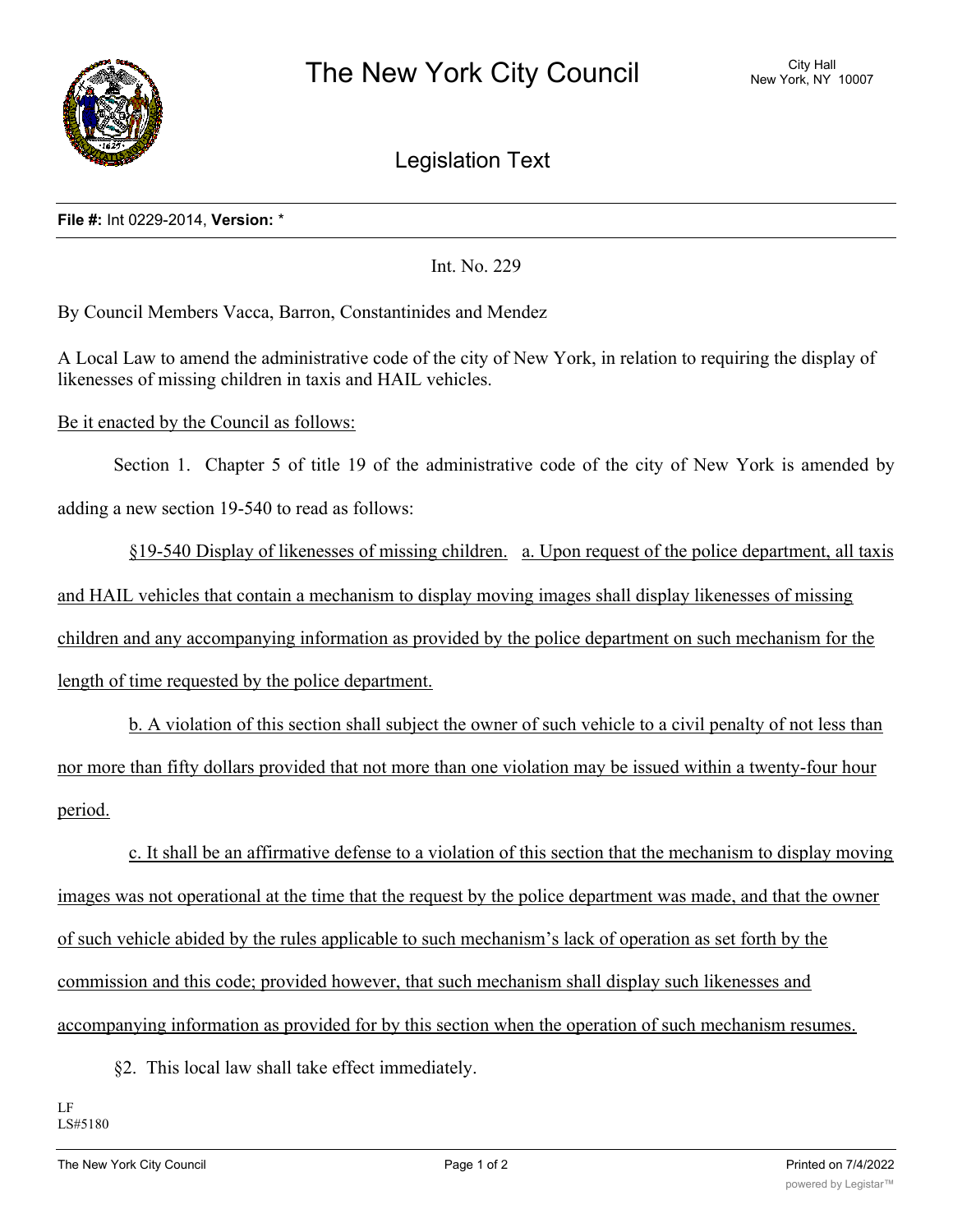# The New York City Council

City Hall
New York, NY 10007

## Legislation Text

**File #:** Int 0229-2014, **Version:** *

Int. No. 229

By Council Members Vacca, Barron, Constantinides and Mendez

A Local Law to amend the administrative code of the city of New York, in relation to requiring the display of likenesses of missing children in taxis and HAIL vehicles.

Be it enacted by the Council as follows:

Section 1. Chapter 5 of title 19 of the administrative code of the city of New York is amended by adding a new section 19-540 to read as follows:

§19-540 Display of likenesses of missing children. a. Upon request of the police department, all taxis and HAIL vehicles that contain a mechanism to display moving images shall display likenesses of missing children and any accompanying information as provided by the police department on such mechanism for the length of time requested by the police department.

b. A violation of this section shall subject the owner of such vehicle to a civil penalty of not less than nor more than fifty dollars provided that not more than one violation may be issued within a twenty-four hour period.

c. It shall be an affirmative defense to a violation of this section that the mechanism to display moving images was not operational at the time that the request by the police department was made, and that the owner of such vehicle abided by the rules applicable to such mechanism's lack of operation as set forth by the commission and this code; provided however, that such mechanism shall display such likenesses and accompanying information as provided for by this section when the operation of such mechanism resumes.

§2. This local law shall take effect immediately.

LF
LS#5180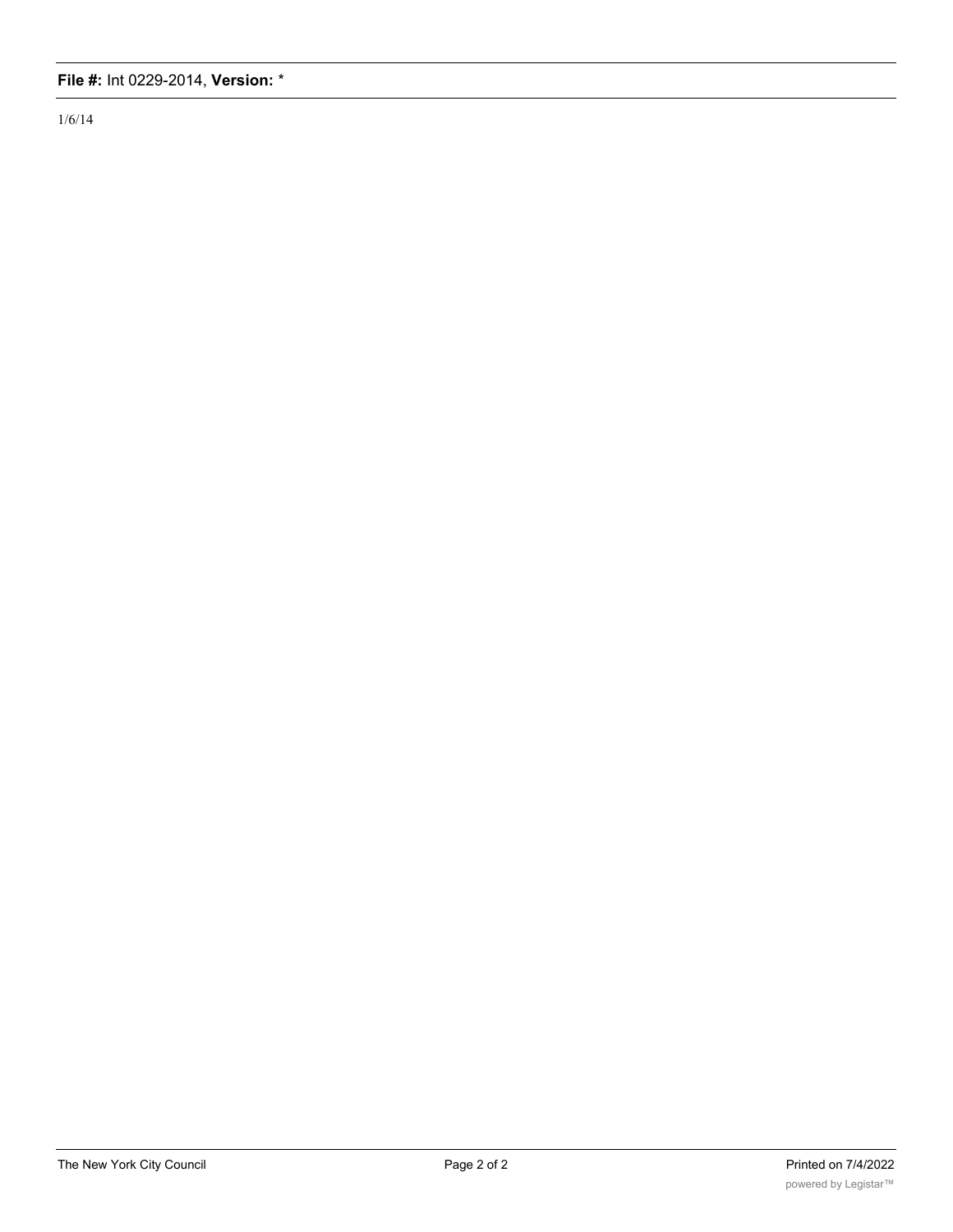1/6/14